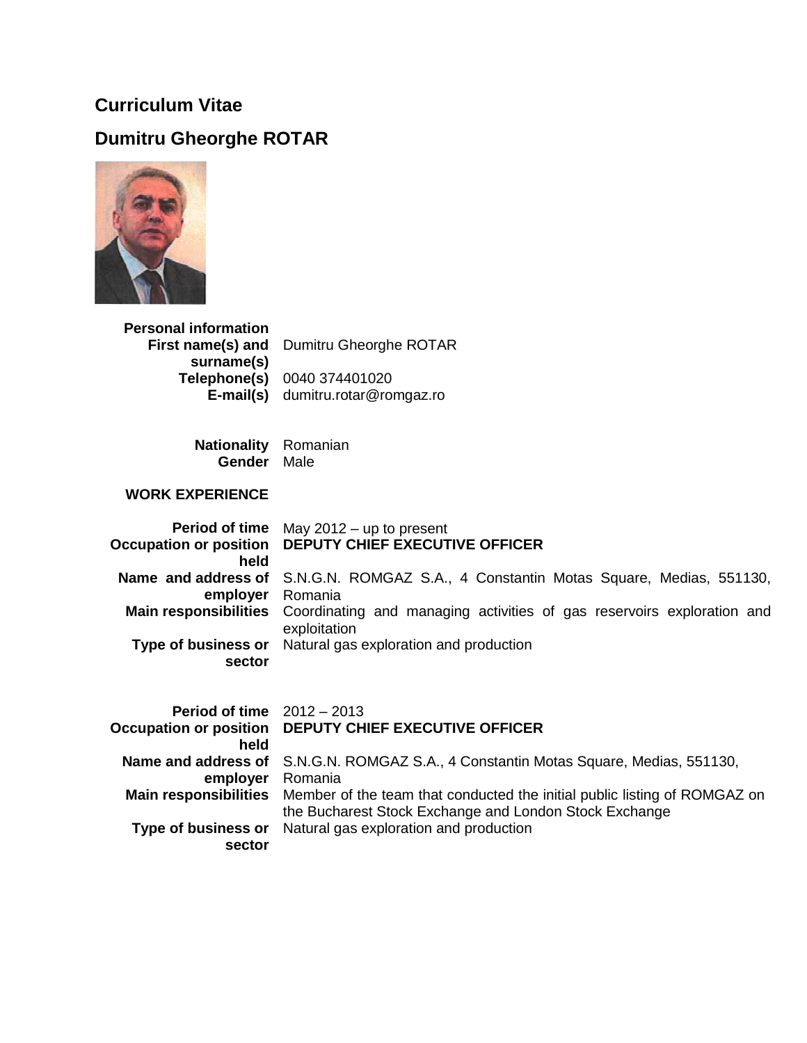# Curriculum Vitae

## Dumitru Gheorghe ROTAR

| | |
|---|---|
| **Personal information** | |
| **First name(s) and surname(s)** | Dumitru Gheorghe ROTAR |
| **Telephone(s)** | 0040 374401020 |
| **E-mail(s)** | dumitru.rotar@romgaz.ro |
| | |
| **Nationality** | Romanian |
| **Gender** | Male |

**WORK EXPERIENCE**

| | |
|---|---|
| **Period of time** | May 2012 – up to present |
| **Occupation or position held** | **DEPUTY CHIEF EXECUTIVE OFFICER** |
| **Name and address of employer** | S.N.G.N. ROMGAZ S.A., 4 Constantin Motas Square, Medias, 551130, Romania |
| **Main responsibilities** | Coordinating and managing activities of gas reservoirs exploration and exploitation |
| **Type of business or sector** | Natural gas exploration and production |

| | |
|---|---|
| **Period of time** | 2012 – 2013 |
| **Occupation or position held** | **DEPUTY CHIEF EXECUTIVE OFFICER** |
| **Name and address of employer** | S.N.G.N. ROMGAZ S.A., 4 Constantin Motas Square, Medias, 551130, Romania |
| **Main responsibilities** | Member of the team that conducted the initial public listing of ROMGAZ on the Bucharest Stock Exchange and London Stock Exchange |
| **Type of business or sector** | Natural gas exploration and production |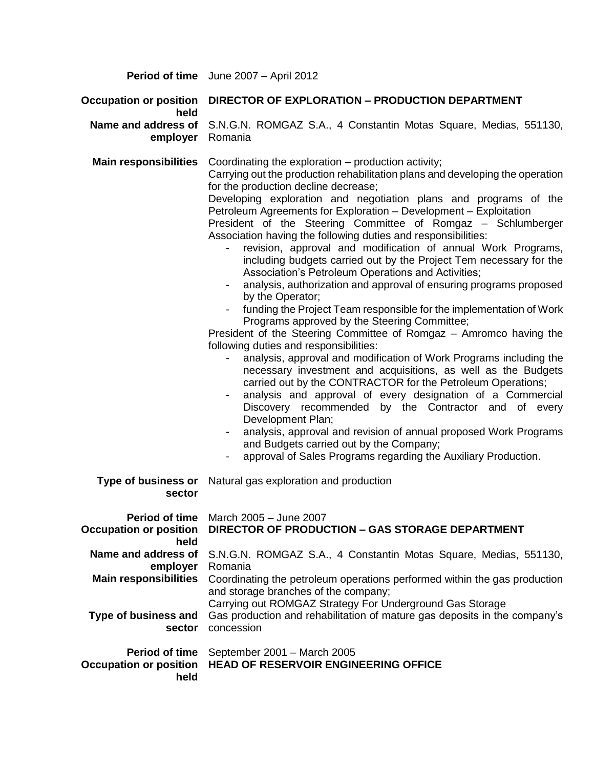| | |
|---|---|
| **Period of time** | June 2007 – April 2012 |
| **Occupation or position held** | **DIRECTOR OF EXPLORATION – PRODUCTION DEPARTMENT** |
| **Name and address of employer** | S.N.G.N. ROMGAZ S.A., 4 Constantin Motas Square, Medias, 551130, Romania |
| **Main responsibilities** | Coordinating the exploration – production activity;<br>Carrying out the production rehabilitation plans and developing the operation for the production decline decrease;<br>Developing exploration and negotiation plans and programs of the Petroleum Agreements for Exploration – Development – Exploitation<br>President of the Steering Committee of Romgaz – Schlumberger Association having the following duties and responsibilities:<br>- revision, approval and modification of annual Work Programs, including budgets carried out by the Project Tem necessary for the Association's Petroleum Operations and Activities;<br>- analysis, authorization and approval of ensuring programs proposed by the Operator;<br>- funding the Project Team responsible for the implementation of Work Programs approved by the Steering Committee;<br>President of the Steering Committee of Romgaz – Amromco having the following duties and responsibilities:<br>- analysis, approval and modification of Work Programs including the necessary investment and acquisitions, as well as the Budgets carried out by the CONTRACTOR for the Petroleum Operations;<br>- analysis and approval of every designation of a Commercial Discovery recommended by the Contractor and of every Development Plan;<br>- analysis, approval and revision of annual proposed Work Programs and Budgets carried out by the Company;<br>- approval of Sales Programs regarding the Auxiliary Production. |
| **Type of business or sector** | Natural gas exploration and production |
| **Period of time** | March 2005 – June 2007 |
| **Occupation or position held** | **DIRECTOR OF PRODUCTION – GAS STORAGE DEPARTMENT** |
| **Name and address of employer** | S.N.G.N. ROMGAZ S.A., 4 Constantin Motas Square, Medias, 551130, Romania |
| **Main responsibilities** | Coordinating the petroleum operations performed within the gas production and storage branches of the company;<br>Carrying out ROMGAZ Strategy For Underground Gas Storage |
| **Type of business and sector** | Gas production and rehabilitation of mature gas deposits in the company's concession |
| **Period of time** | September 2001 – March 2005 |
| **Occupation or position held** | **HEAD OF RESERVOIR ENGINEERING OFFICE** |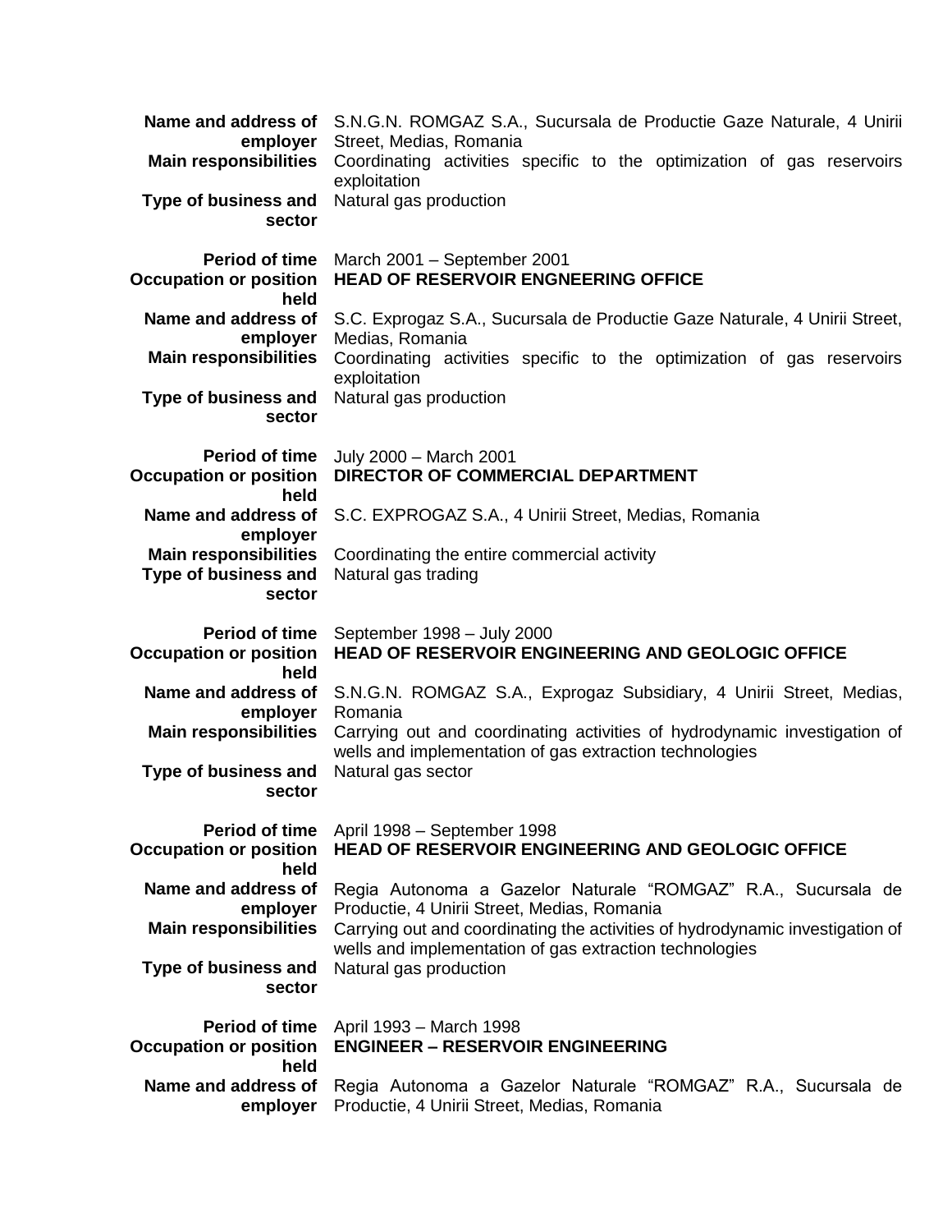**Name and address of employer** S.N.G.N. ROMGAZ S.A., Sucursala de Productie Gaze Naturale, 4 Unirii Street, Medias, Romania
**Main responsibilities** Coordinating activities specific to the optimization of gas reservoirs exploitation
**Type of business and sector** Natural gas production

**Period of time** March 2001 – September 2001
**Occupation or position held** **HEAD OF RESERVOIR ENGNEERING OFFICE**
**Name and address of employer** S.C. Exprogaz S.A., Sucursala de Productie Gaze Naturale, 4 Unirii Street, Medias, Romania
**Main responsibilities** Coordinating activities specific to the optimization of gas reservoirs exploitation
**Type of business and sector** Natural gas production

**Period of time** July 2000 – March 2001
**Occupation or position held** **DIRECTOR OF COMMERCIAL DEPARTMENT**
**Name and address of employer** S.C. EXPROGAZ S.A., 4 Unirii Street, Medias, Romania
**Main responsibilities** Coordinating the entire commercial activity
**Type of business and sector** Natural gas trading

**Period of time** September 1998 – July 2000
**Occupation or position held** **HEAD OF RESERVOIR ENGINEERING AND GEOLOGIC OFFICE**
**Name and address of employer** S.N.G.N. ROMGAZ S.A., Exprogaz Subsidiary, 4 Unirii Street, Medias, Romania
**Main responsibilities** Carrying out and coordinating activities of hydrodynamic investigation of wells and implementation of gas extraction technologies
**Type of business and sector** Natural gas sector

**Period of time** April 1998 – September 1998
**Occupation or position held** **HEAD OF RESERVOIR ENGINEERING AND GEOLOGIC OFFICE**
**Name and address of employer** Regia Autonoma a Gazelor Naturale "ROMGAZ" R.A., Sucursala de Productie, 4 Unirii Street, Medias, Romania
**Main responsibilities** Carrying out and coordinating the activities of hydrodynamic investigation of wells and implementation of gas extraction technologies
**Type of business and sector** Natural gas production

**Period of time** April 1993 – March 1998
**Occupation or position held** **ENGINEER – RESERVOIR ENGINEERING**
**Name and address of employer** Regia Autonoma a Gazelor Naturale "ROMGAZ" R.A., Sucursala de Productie, 4 Unirii Street, Medias, Romania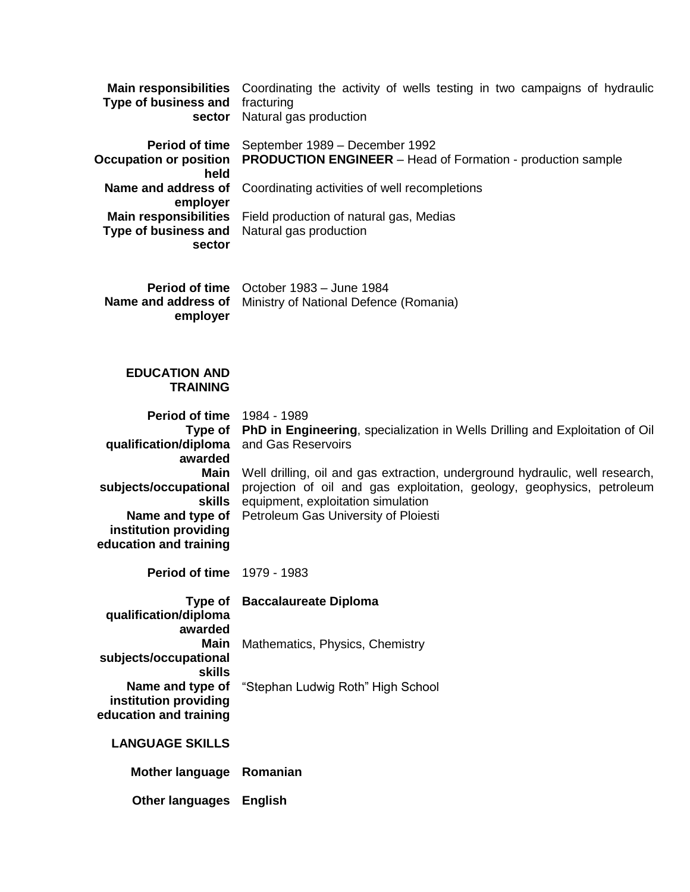| | |
|---|---|
| **Main responsibilities** | Coordinating the activity of wells testing in two campaigns of hydraulic fracturing |
| **Type of business and sector** | Natural gas production |
| | |
| **Period of time** | September 1989 – December 1992 |
| **Occupation or position held** | **PRODUCTION ENGINEER** – Head of Formation - production sample |
| **Name and address of employer** | Coordinating activities of well recompletions |
| **Main responsibilities** | Field production of natural gas, Medias |
| **Type of business and sector** | Natural gas production |
| | |
| **Period of time** | October 1983 – June 1984 |
| **Name and address of employer** | Ministry of National Defence (Romania) |

## EDUCATION AND TRAINING

| | |
|---|---|
| **Period of time** | 1984 - 1989 |
| **Type of qualification/diploma awarded** | **PhD in Engineering**, specialization in Wells Drilling and Exploitation of Oil and Gas Reservoirs |
| **Main subjects/occupational skills** | Well drilling, oil and gas extraction, underground hydraulic, well research, projection of oil and gas exploitation, geology, geophysics, petroleum equipment, exploitation simulation |
| **Name and type of institution providing education and training** | Petroleum Gas University of Ploiesti |
| | |
| **Period of time** | 1979 - 1983 |
| **Type of qualification/diploma awarded** | **Baccalaureate Diploma** |
| **Main subjects/occupational skills** | Mathematics, Physics, Chemistry |
| **Name and type of institution providing education and training** | "Stephan Ludwig Roth" High School |

## LANGUAGE SKILLS

| | |
|---|---|
| **Mother language** | **Romanian** |
| **Other languages** | **English** |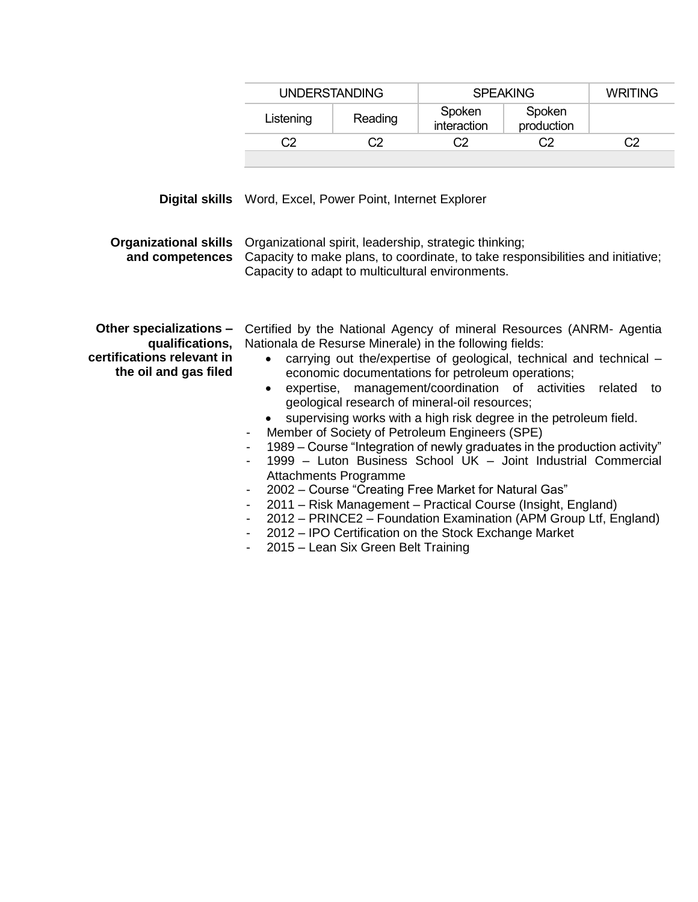| UNDERSTANDING | | SPEAKING | | WRITING |
|---|---|---|---|---|
| Listening | Reading | Spoken interaction | Spoken production | |
| C2 | C2 | C2 | C2 | C2 |

**Digital skills** Word, Excel, Power Point, Internet Explorer

**Organizational skills and competences** Organizational spirit, leadership, strategic thinking;
Capacity to make plans, to coordinate, to take responsibilities and initiative;
Capacity to adapt to multicultural environments.

**Other specializations – qualifications, certifications relevant in the oil and gas filed**

Certified by the National Agency of mineral Resources (ANRM- Agentia Nationala de Resurse Minerale) in the following fields:

- carrying out the/expertise of geological, technical and technical – economic documentations for petroleum operations;
- expertise, management/coordination of activities related to geological research of mineral-oil resources;
- supervising works with a high risk degree in the petroleum field.

- Member of Society of Petroleum Engineers (SPE)
- 1989 – Course "Integration of newly graduates in the production activity"
- 1999 – Luton Business School UK – Joint Industrial Commercial Attachments Programme
- 2002 – Course "Creating Free Market for Natural Gas"
- 2011 – Risk Management – Practical Course (Insight, England)
- 2012 – PRINCE2 – Foundation Examination (APM Group Ltf, England)
- 2012 – IPO Certification on the Stock Exchange Market
- 2015 – Lean Six Green Belt Training